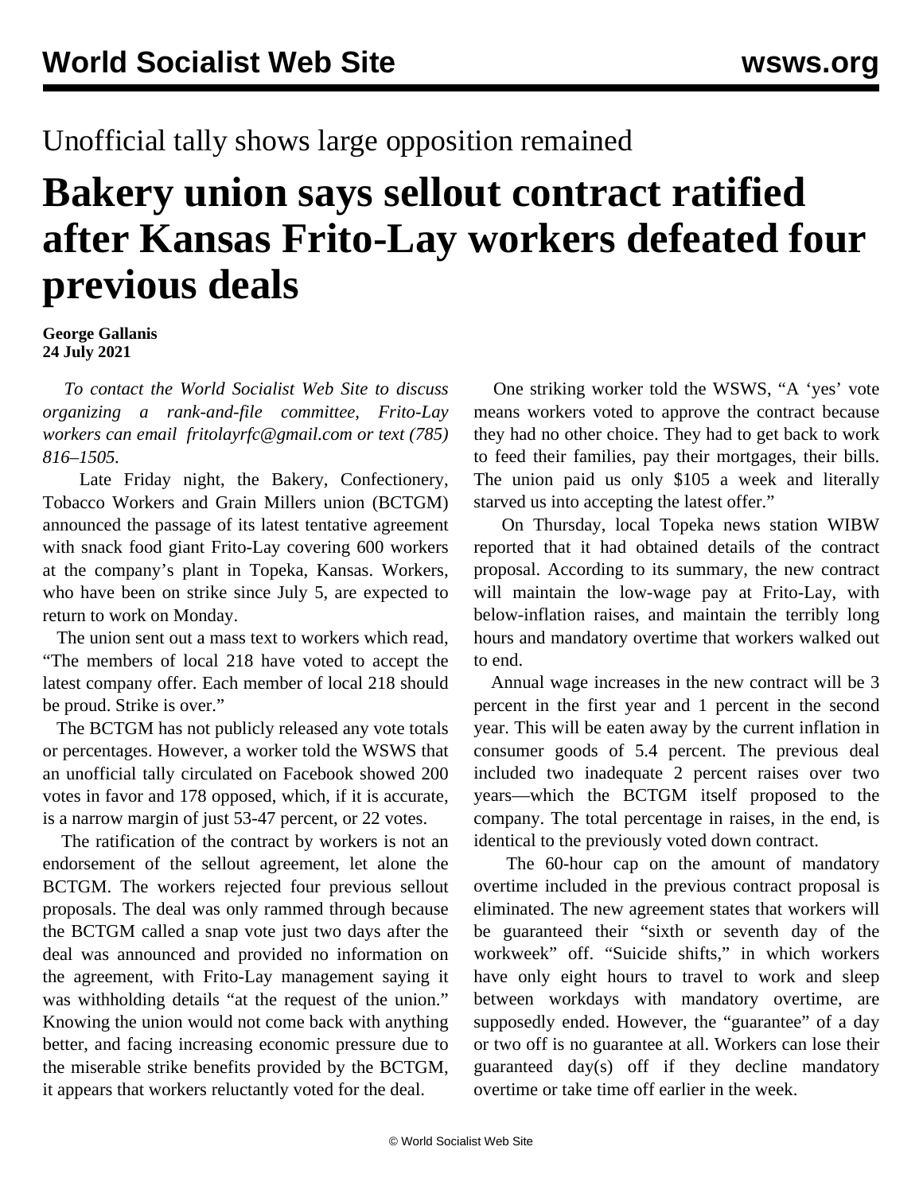Unofficial tally shows large opposition remained

# Bakery union says sellout contract ratified after Kansas Frito-Lay workers defeated four previous deals

**George Gallanis**
**24 July 2021**

*To contact the World Socialist Web Site to discuss organizing a rank-and-file committee, Frito-Lay workers can email fritolayrfc@gmail.com or text (785) 816–1505.*

Late Friday night, the Bakery, Confectionery, Tobacco Workers and Grain Millers union (BCTGM) announced the passage of its latest tentative agreement with snack food giant Frito-Lay covering 600 workers at the company's plant in Topeka, Kansas. Workers, who have been on strike since July 5, are expected to return to work on Monday.

The union sent out a mass text to workers which read, "The members of local 218 have voted to accept the latest company offer. Each member of local 218 should be proud. Strike is over."

The BCTGM has not publicly released any vote totals or percentages. However, a worker told the WSWS that an unofficial tally circulated on Facebook showed 200 votes in favor and 178 opposed, which, if it is accurate, is a narrow margin of just 53-47 percent, or 22 votes.

The ratification of the contract by workers is not an endorsement of the sellout agreement, let alone the BCTGM. The workers rejected four previous sellout proposals. The deal was only rammed through because the BCTGM called a snap vote just two days after the deal was announced and provided no information on the agreement, with Frito-Lay management saying it was withholding details "at the request of the union." Knowing the union would not come back with anything better, and facing increasing economic pressure due to the miserable strike benefits provided by the BCTGM, it appears that workers reluctantly voted for the deal.

One striking worker told the WSWS, "A 'yes' vote means workers voted to approve the contract because they had no other choice. They had to get back to work to feed their families, pay their mortgages, their bills. The union paid us only $105 a week and literally starved us into accepting the latest offer."

On Thursday, local Topeka news station WIBW reported that it had obtained details of the contract proposal. According to its summary, the new contract will maintain the low-wage pay at Frito-Lay, with below-inflation raises, and maintain the terribly long hours and mandatory overtime that workers walked out to end.

Annual wage increases in the new contract will be 3 percent in the first year and 1 percent in the second year. This will be eaten away by the current inflation in consumer goods of 5.4 percent. The previous deal included two inadequate 2 percent raises over two years—which the BCTGM itself proposed to the company. The total percentage in raises, in the end, is identical to the previously voted down contract.

The 60-hour cap on the amount of mandatory overtime included in the previous contract proposal is eliminated. The new agreement states that workers will be guaranteed their "sixth or seventh day of the workweek" off. "Suicide shifts," in which workers have only eight hours to travel to work and sleep between workdays with mandatory overtime, are supposedly ended. However, the "guarantee" of a day or two off is no guarantee at all. Workers can lose their guaranteed day(s) off if they decline mandatory overtime or take time off earlier in the week.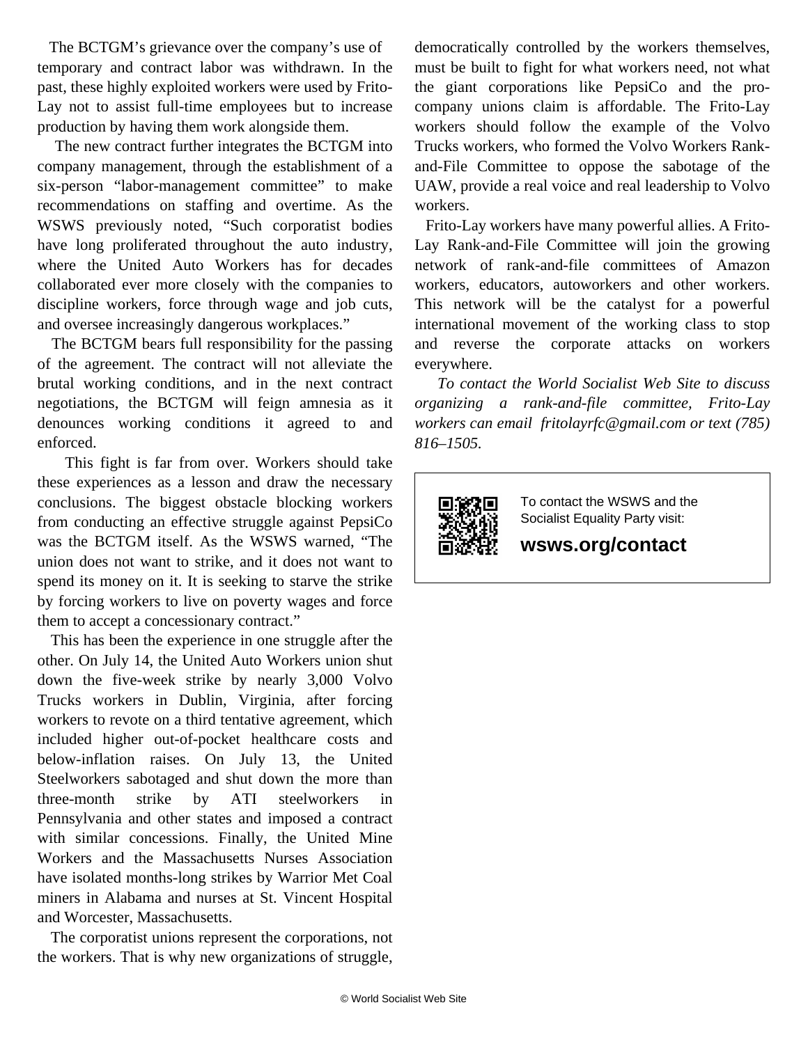The BCTGM's grievance over the company's use of temporary and contract labor was withdrawn. In the past, these highly exploited workers were used by Frito-Lay not to assist full-time employees but to increase production by having them work alongside them.

The new contract further integrates the BCTGM into company management, through the establishment of a six-person "labor-management committee" to make recommendations on staffing and overtime. As the WSWS previously noted, "Such corporatist bodies have long proliferated throughout the auto industry, where the United Auto Workers has for decades collaborated ever more closely with the companies to discipline workers, force through wage and job cuts, and oversee increasingly dangerous workplaces."

The BCTGM bears full responsibility for the passing of the agreement. The contract will not alleviate the brutal working conditions, and in the next contract negotiations, the BCTGM will feign amnesia as it denounces working conditions it agreed to and enforced.

This fight is far from over. Workers should take these experiences as a lesson and draw the necessary conclusions. The biggest obstacle blocking workers from conducting an effective struggle against PepsiCo was the BCTGM itself. As the WSWS warned, "The union does not want to strike, and it does not want to spend its money on it. It is seeking to starve the strike by forcing workers to live on poverty wages and force them to accept a concessionary contract."

This has been the experience in one struggle after the other. On July 14, the United Auto Workers union shut down the five-week strike by nearly 3,000 Volvo Trucks workers in Dublin, Virginia, after forcing workers to revote on a third tentative agreement, which included higher out-of-pocket healthcare costs and below-inflation raises. On July 13, the United Steelworkers sabotaged and shut down the more than three-month strike by ATI steelworkers in Pennsylvania and other states and imposed a contract with similar concessions. Finally, the United Mine Workers and the Massachusetts Nurses Association have isolated months-long strikes by Warrior Met Coal miners in Alabama and nurses at St. Vincent Hospital and Worcester, Massachusetts.

The corporatist unions represent the corporations, not the workers. That is why new organizations of struggle, democratically controlled by the workers themselves, must be built to fight for what workers need, not what the giant corporations like PepsiCo and the pro-company unions claim is affordable. The Frito-Lay workers should follow the example of the Volvo Trucks workers, who formed the Volvo Workers Rank-and-File Committee to oppose the sabotage of the UAW, provide a real voice and real leadership to Volvo workers.

Frito-Lay workers have many powerful allies. A Frito-Lay Rank-and-File Committee will join the growing network of rank-and-file committees of Amazon workers, educators, autoworkers and other workers. This network will be the catalyst for a powerful international movement of the working class to stop and reverse the corporate attacks on workers everywhere.

*To contact the World Socialist Web Site to discuss organizing a rank-and-file committee, Frito-Lay workers can email fritolayrfc@gmail.com or text (785) 816–1505.*

To contact the WSWS and the Socialist Equality Party visit:

**wsws.org/contact**